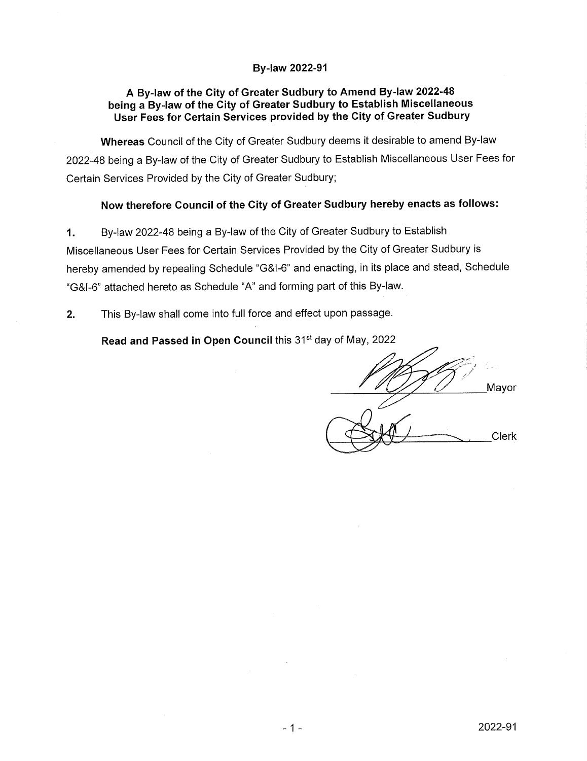# By-law 2022-91

## A By-law of the City of Greater Sudbury to Amend By-law 2022-48 being a By-law of the City of Greater Sudbury to Establish Miscellaneous User Fees for Certain Services provided by the City of Greater Sudbury

**Whereas** Council of the City of Greater Sudbury deems it desirable to amend By-law 2022-48 being a By-law of the City of Greater Sudbury to Establish Miscellaneous User Fees for Certain Services Provided by the City of Greater Sudbury;

**Now therefore Council of the City of Greater Sudbury hereby enacts as follows:**

**1.** By-law 2022-48 being a By-law of the City of Greater Sudbury to Establish Miscellaneous User Fees for Certain Services Provided by the City of Greater Sudbury is hereby amended by repealing Schedule "G&I-6" and enacting, in its place and stead, Schedule "G&I-6" attached hereto as Schedule "A" and forming part of this By-law.

**2.** This By-law shall come into full force and effect upon passage.

**Read and Passed in Open Council** this 31st day of May, 2022

_______________ Mayor

_______________ Clerk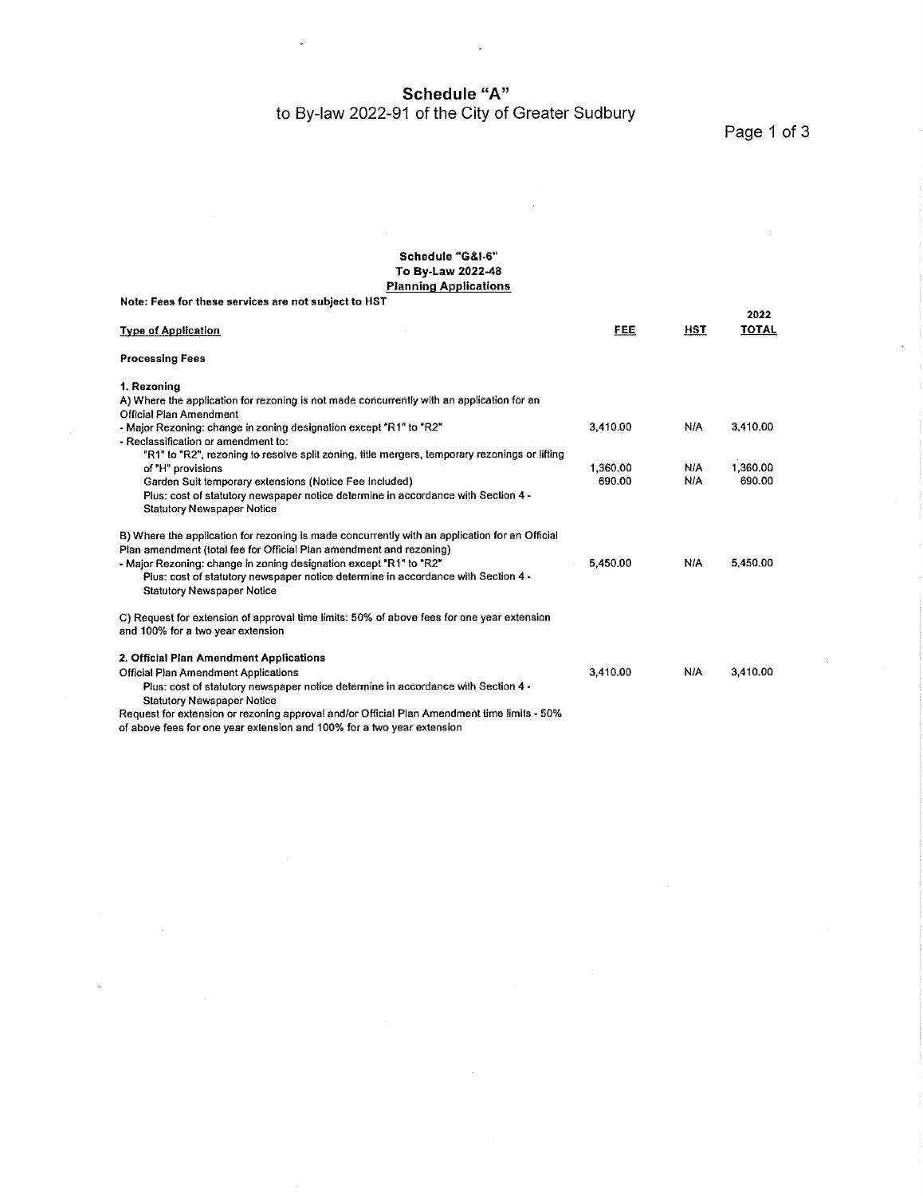# Schedule "A"

to By-law 2022-91 of the City of Greater Sudbury

## Schedule "G&I-6"
## To By-Law 2022-48
## Planning Applications

**Note: Fees for these services are not subject to HST**

| Type of Application | FEE | HST | 2022 TOTAL |
|---|---|---|---|
| **Processing Fees** | | | |
| **1. Rezoning** | | | |
| A) Where the application for rezoning is not made concurrently with an application for an Official Plan Amendment | | | |
| - Major Rezoning: change in zoning designation except "R1" to "R2" | 3,410.00 | N/A | 3,410.00 |
| - Reclassification or amendment to: | | | |
| "R1" to "R2", rezoning to resolve split zoning, title mergers, temporary rezonings or lifting of "H" provisions | 1,360.00 | N/A | 1,360.00 |
| Garden Suit temporary extensions (Notice Fee Included) | 690.00 | N/A | 690.00 |
| Plus: cost of statutory newspaper notice determine in accordance with Section 4 - Statutory Newspaper Notice | | | |
| B) Where the application for rezoning is made concurrently with an application for an Official Plan amendment (total fee for Official Plan amendment and rezoning) | | | |
| - Major Rezoning: change in zoning designation except "R1" to "R2" | 5,450.00 | N/A | 5,450.00 |
| Plus: cost of statutory newspaper notice determine in accordance with Section 4 - Statutory Newspaper Notice | | | |
| C) Request for extension of approval time limits: 50% of above fees for one year extension and 100% for a two year extension | | | |
| **2. Official Plan Amendment Applications** | | | |
| Official Plan Amendment Applications | 3,410.00 | N/A | 3,410.00 |
| Plus: cost of statutory newspaper notice determine in accordance with Section 4 - Statutory Newspaper Notice | | | |
| Request for extension or rezoning approval and/or Official Plan Amendment time limits - 50% of above fees for one year extension and 100% for a two year extension | | | |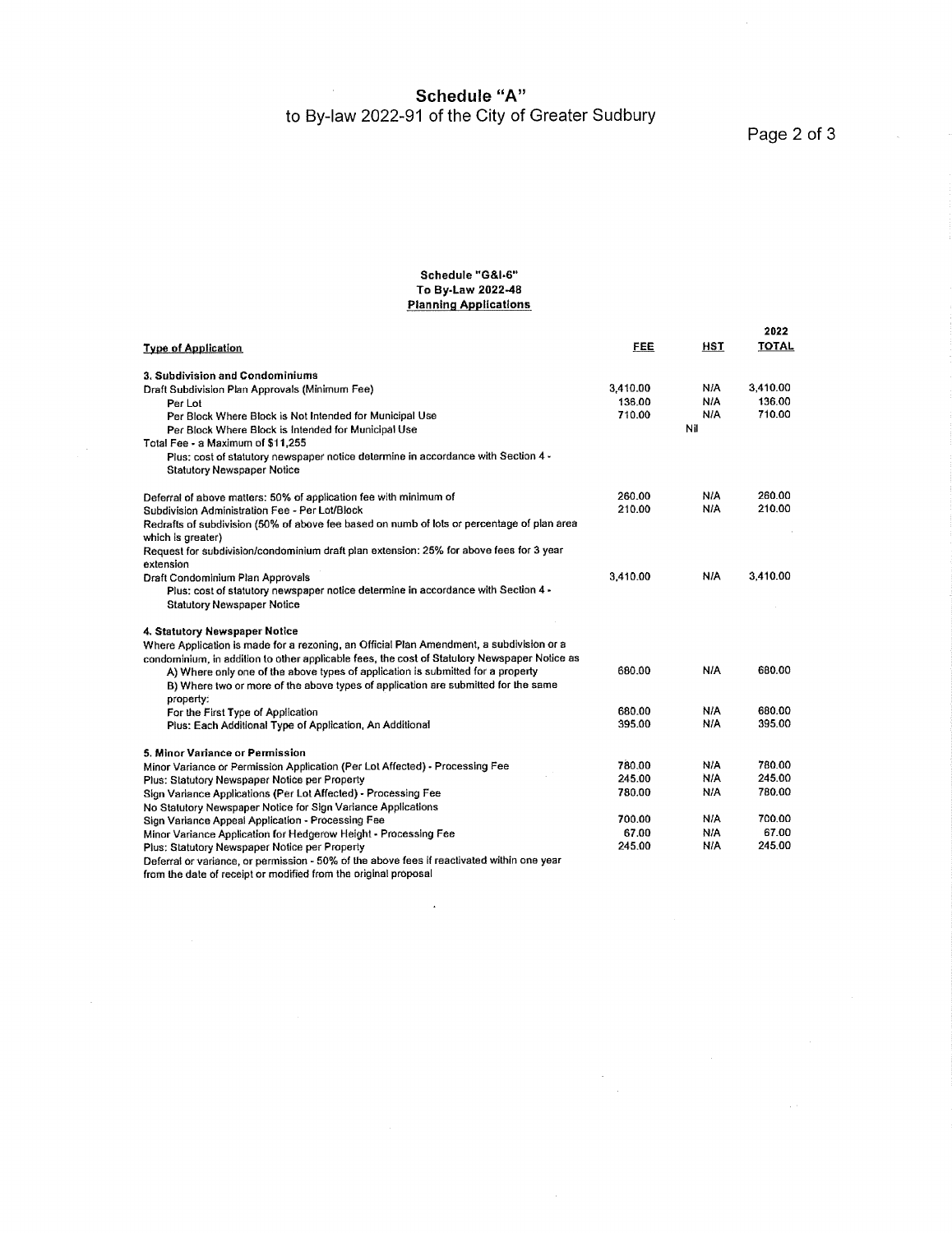# Schedule "A"
## to By-law 2022-91 of the City of Greater Sudbury

### Schedule "G&I-6"
### To By-Law 2022-48
### Planning Applications

| Type of Application | FEE | HST | 2022 TOTAL |
|---|---|---|---|
| **3. Subdivision and Condominiums** | | | |
| Draft Subdivision Plan Approvals (Minimum Fee) | 3,410.00 | N/A | 3,410.00 |
| Per Lot | 136.00 | N/A | 136.00 |
| Per Block Where Block is Not Intended for Municipal Use | 710.00 | N/A | 710.00 |
| Per Block Where Block is Intended for Municipal Use | | Nil | |
| Total Fee - a Maximum of $11,255 | | | |
| Plus: cost of statutory newspaper notice determine in accordance with Section 4 - Statutory Newspaper Notice | | | |
| Deferral of above matters: 50% of application fee with minimum of | 260.00 | N/A | 260.00 |
| Subdivision Administration Fee - Per Lot/Block | 210.00 | N/A | 210.00 |
| Redrafts of subdivision (50% of above fee based on numb of lots or percentage of plan area which is greater) | | | |
| Request for subdivision/condominium draft plan extension: 25% for above fees for 3 year extension | | | |
| Draft Condominium Plan Approvals | 3,410.00 | N/A | 3,410.00 |
| Plus: cost of statutory newspaper notice determine in accordance with Section 4 - Statutory Newspaper Notice | | | |
| **4. Statutory Newspaper Notice** | | | |
| Where Application is made for a rezoning, an Official Plan Amendment, a subdivision or a condominium, in addition to other applicable fees, the cost of Statutory Newspaper Notice as | | | |
| A) Where only one of the above types of application is submitted for a property | 680.00 | N/A | 680.00 |
| B) Where two or more of the above types of application are submitted for the same property: | | | |
| For the First Type of Application | 680.00 | N/A | 680.00 |
| Plus: Each Additional Type of Application, An Additional | 395.00 | N/A | 395.00 |
| **5. Minor Variance or Permission** | | | |
| Minor Variance or Permission Application (Per Lot Affected) - Processing Fee | 780.00 | N/A | 780.00 |
| Plus: Statutory Newspaper Notice per Property | 245.00 | N/A | 245.00 |
| Sign Variance Applications (Per Lot Affected) - Processing Fee | 780.00 | N/A | 780.00 |
| No Statutory Newspaper Notice for Sign Variance Applications | | | |
| Sign Variance Appeal Application - Processing Fee | 700.00 | N/A | 700.00 |
| Minor Variance Application for Hedgerow Height - Processing Fee | 67.00 | N/A | 67.00 |
| Plus: Statutory Newspaper Notice per Property | 245.00 | N/A | 245.00 |
| Deferral or variance, or permission - 50% of the above fees if reactivated within one year from the date of receipt or modified from the original proposal | | | |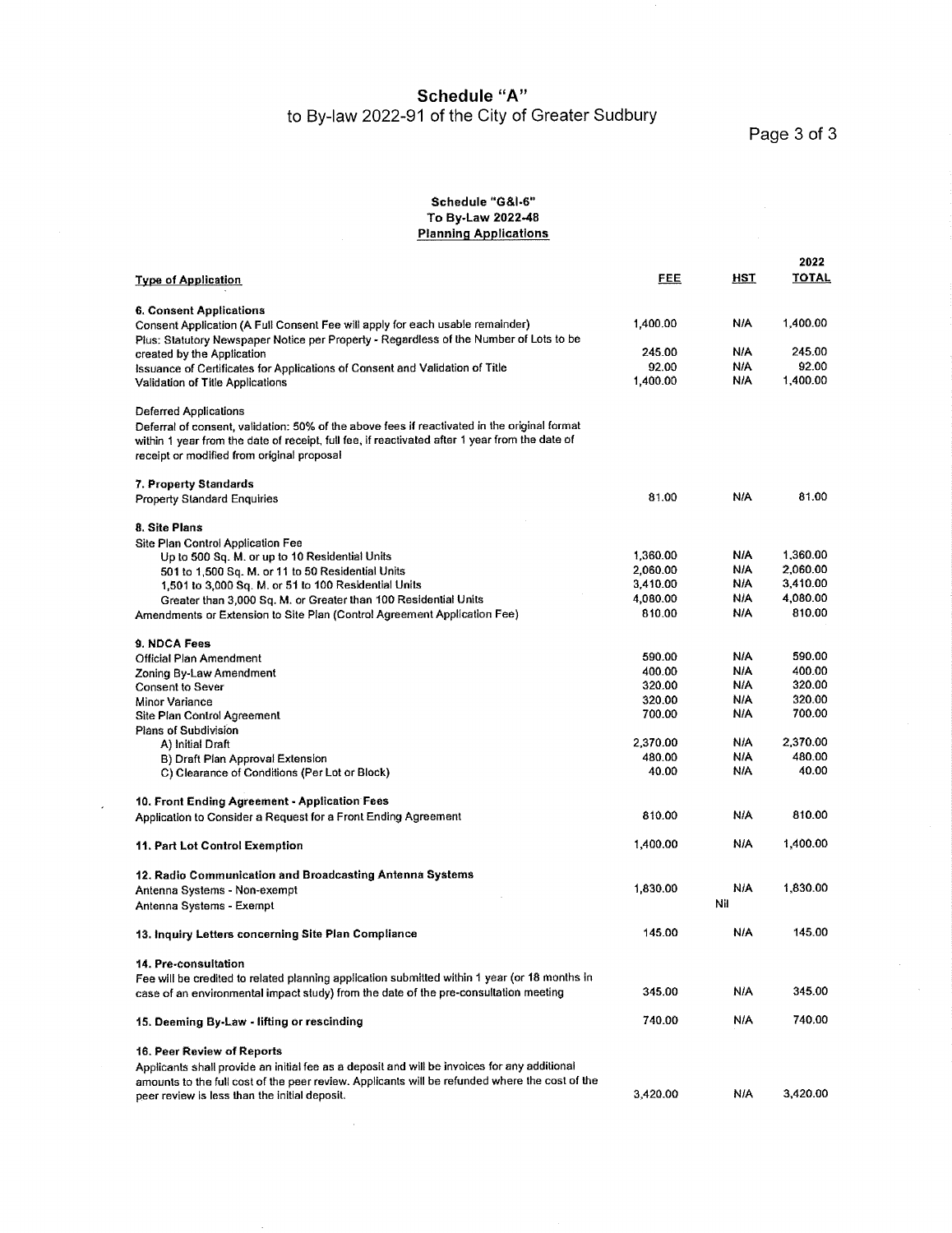# Schedule "A"
to By-law 2022-91 of the City of Greater Sudbury

**Schedule "G&I-6"**
**To By-Law 2022-48**
**Planning Applications**

| Type of Application | FEE | HST | 2022 TOTAL |
|---|---|---|---|
| **6. Consent Applications** | | | |
| Consent Application (A Full Consent Fee will apply for each usable remainder) | 1,400.00 | N/A | 1,400.00 |
| Plus: Statutory Newspaper Notice per Property - Regardless of the Number of Lots to be created by the Application | 245.00 | N/A | 245.00 |
| Issuance of Certificates for Applications of Consent and Validation of Title | 92.00 | N/A | 92.00 |
| Validation of Title Applications | 1,400.00 | N/A | 1,400.00 |
| Deferred Applications | | | |
| Deferral of consent, validation: 50% of the above fees if reactivated in the original format within 1 year from the date of receipt, full fee, if reactivated after 1 year from the date of receipt or modified from original proposal | | | |
| **7. Property Standards** | | | |
| Property Standard Enquiries | 81.00 | N/A | 81.00 |
| **8. Site Plans** | | | |
| Site Plan Control Application Fee | | | |
| Up to 500 Sq. M. or up to 10 Residential Units | 1,360.00 | N/A | 1,360.00 |
| 501 to 1,500 Sq. M. or 11 to 50 Residential Units | 2,060.00 | N/A | 2,060.00 |
| 1,501 to 3,000 Sq. M. or 51 to 100 Residential Units | 3,410.00 | N/A | 3,410.00 |
| Greater than 3,000 Sq. M. or Greater than 100 Residential Units | 4,080.00 | N/A | 4,080.00 |
| Amendments or Extension to Site Plan (Control Agreement Application Fee) | 810.00 | N/A | 810.00 |
| **9. NDCA Fees** | | | |
| Official Plan Amendment | 590.00 | N/A | 590.00 |
| Zoning By-Law Amendment | 400.00 | N/A | 400.00 |
| Consent to Sever | 320.00 | N/A | 320.00 |
| Minor Variance | 320.00 | N/A | 320.00 |
| Site Plan Control Agreement | 700.00 | N/A | 700.00 |
| Plans of Subdivision | | | |
| A) Initial Draft | 2,370.00 | N/A | 2,370.00 |
| B) Draft Plan Approval Extension | 480.00 | N/A | 480.00 |
| C) Clearance of Conditions (Per Lot or Block) | 40.00 | N/A | 40.00 |
| **10. Front Ending Agreement - Application Fees** | | | |
| Application to Consider a Request for a Front Ending Agreement | 810.00 | N/A | 810.00 |
| **11. Part Lot Control Exemption** | 1,400.00 | N/A | 1,400.00 |
| **12. Radio Communication and Broadcasting Antenna Systems** | | | |
| Antenna Systems - Non-exempt | 1,830.00 | N/A | 1,830.00 |
| Antenna Systems - Exempt | | Nil | |
| **13. Inquiry Letters concerning Site Plan Compliance** | 145.00 | N/A | 145.00 |
| **14. Pre-consultation** | | | |
| Fee will be credited to related planning application submitted within 1 year (or 18 months in case of an environmental impact study) from the date of the pre-consultation meeting | 345.00 | N/A | 345.00 |
| **15. Deeming By-Law - lifting or rescinding** | 740.00 | N/A | 740.00 |
| **16. Peer Review of Reports** | | | |
| Applicants shall provide an initial fee as a deposit and will be invoices for any additional amounts to the full cost of the peer review. Applicants will be refunded where the cost of the peer review is less than the initial deposit. | 3,420.00 | N/A | 3,420.00 |